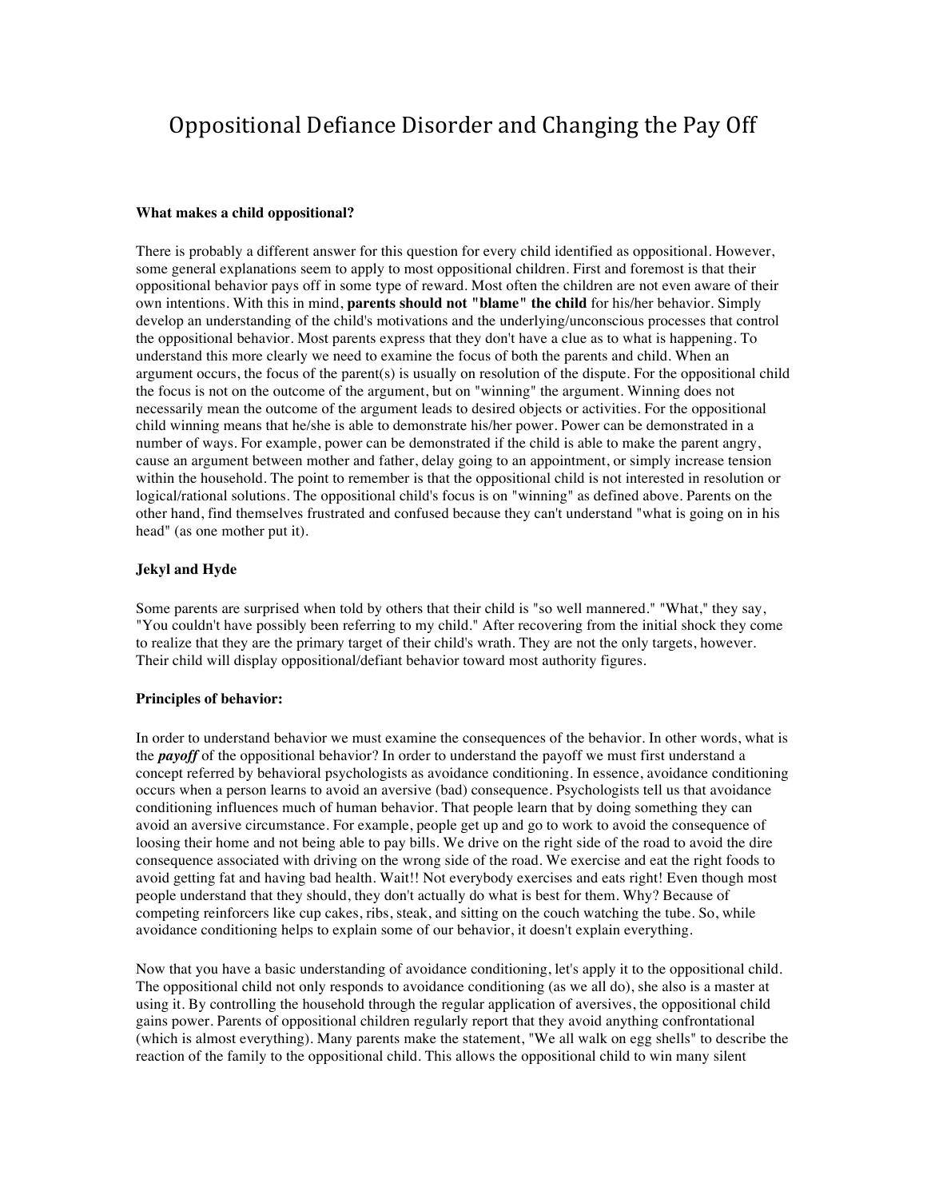# Oppositional Defiance Disorder and Changing the Pay Off

**What makes a child oppositional?**

There is probably a different answer for this question for every child identified as oppositional. However, some general explanations seem to apply to most oppositional children. First and foremost is that their oppositional behavior pays off in some type of reward. Most often the children are not even aware of their own intentions. With this in mind, **parents should not "blame" the child** for his/her behavior. Simply develop an understanding of the child's motivations and the underlying/unconscious processes that control the oppositional behavior. Most parents express that they don't have a clue as to what is happening. To understand this more clearly we need to examine the focus of both the parents and child. When an argument occurs, the focus of the parent(s) is usually on resolution of the dispute. For the oppositional child the focus is not on the outcome of the argument, but on "winning" the argument. Winning does not necessarily mean the outcome of the argument leads to desired objects or activities. For the oppositional child winning means that he/she is able to demonstrate his/her power. Power can be demonstrated in a number of ways. For example, power can be demonstrated if the child is able to make the parent angry, cause an argument between mother and father, delay going to an appointment, or simply increase tension within the household. The point to remember is that the oppositional child is not interested in resolution or logical/rational solutions. The oppositional child's focus is on "winning" as defined above. Parents on the other hand, find themselves frustrated and confused because they can't understand "what is going on in his head" (as one mother put it).

**Jekyl and Hyde**

Some parents are surprised when told by others that their child is "so well mannered." "What," they say, "You couldn't have possibly been referring to my child." After recovering from the initial shock they come to realize that they are the primary target of their child's wrath. They are not the only targets, however. Their child will display oppositional/defiant behavior toward most authority figures.

**Principles of behavior:**

In order to understand behavior we must examine the consequences of the behavior. In other words, what is the ***payoff*** of the oppositional behavior? In order to understand the payoff we must first understand a concept referred by behavioral psychologists as avoidance conditioning. In essence, avoidance conditioning occurs when a person learns to avoid an aversive (bad) consequence. Psychologists tell us that avoidance conditioning influences much of human behavior. That people learn that by doing something they can avoid an aversive circumstance. For example, people get up and go to work to avoid the consequence of loosing their home and not being able to pay bills. We drive on the right side of the road to avoid the dire consequence associated with driving on the wrong side of the road. We exercise and eat the right foods to avoid getting fat and having bad health. Wait!! Not everybody exercises and eats right! Even though most people understand that they should, they don't actually do what is best for them. Why? Because of competing reinforcers like cup cakes, ribs, steak, and sitting on the couch watching the tube. So, while avoidance conditioning helps to explain some of our behavior, it doesn't explain everything.

Now that you have a basic understanding of avoidance conditioning, let's apply it to the oppositional child. The oppositional child not only responds to avoidance conditioning (as we all do), she also is a master at using it. By controlling the household through the regular application of aversives, the oppositional child gains power. Parents of oppositional children regularly report that they avoid anything confrontational (which is almost everything). Many parents make the statement, "We all walk on egg shells" to describe the reaction of the family to the oppositional child. This allows the oppositional child to win many silent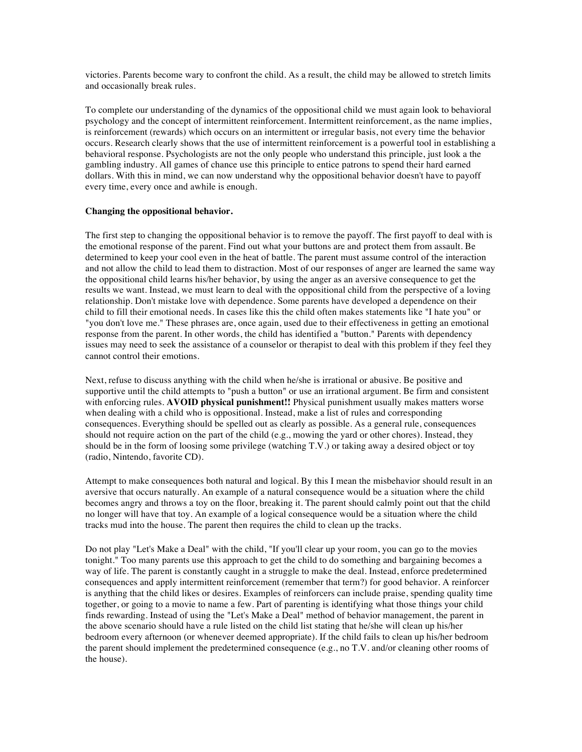victories. Parents become wary to confront the child. As a result, the child may be allowed to stretch limits and occasionally break rules.

To complete our understanding of the dynamics of the oppositional child we must again look to behavioral psychology and the concept of intermittent reinforcement. Intermittent reinforcement, as the name implies, is reinforcement (rewards) which occurs on an intermittent or irregular basis, not every time the behavior occurs. Research clearly shows that the use of intermittent reinforcement is a powerful tool in establishing a behavioral response. Psychologists are not the only people who understand this principle, just look a the gambling industry. All games of chance use this principle to entice patrons to spend their hard earned dollars. With this in mind, we can now understand why the oppositional behavior doesn't have to payoff every time, every once and awhile is enough.

**Changing the oppositional behavior.**

The first step to changing the oppositional behavior is to remove the payoff. The first payoff to deal with is the emotional response of the parent. Find out what your buttons are and protect them from assault. Be determined to keep your cool even in the heat of battle. The parent must assume control of the interaction and not allow the child to lead them to distraction. Most of our responses of anger are learned the same way the oppositional child learns his/her behavior, by using the anger as an aversive consequence to get the results we want. Instead, we must learn to deal with the oppositional child from the perspective of a loving relationship. Don't mistake love with dependence. Some parents have developed a dependence on their child to fill their emotional needs. In cases like this the child often makes statements like "I hate you" or "you don't love me." These phrases are, once again, used due to their effectiveness in getting an emotional response from the parent. In other words, the child has identified a "button." Parents with dependency issues may need to seek the assistance of a counselor or therapist to deal with this problem if they feel they cannot control their emotions.

Next, refuse to discuss anything with the child when he/she is irrational or abusive. Be positive and supportive until the child attempts to "push a button" or use an irrational argument. Be firm and consistent with enforcing rules. **AVOID physical punishment!!** Physical punishment usually makes matters worse when dealing with a child who is oppositional. Instead, make a list of rules and corresponding consequences. Everything should be spelled out as clearly as possible. As a general rule, consequences should not require action on the part of the child (e.g., mowing the yard or other chores). Instead, they should be in the form of loosing some privilege (watching T.V.) or taking away a desired object or toy (radio, Nintendo, favorite CD).

Attempt to make consequences both natural and logical. By this I mean the misbehavior should result in an aversive that occurs naturally. An example of a natural consequence would be a situation where the child becomes angry and throws a toy on the floor, breaking it. The parent should calmly point out that the child no longer will have that toy. An example of a logical consequence would be a situation where the child tracks mud into the house. The parent then requires the child to clean up the tracks.

Do not play "Let's Make a Deal" with the child, "If you'll clear up your room, you can go to the movies tonight." Too many parents use this approach to get the child to do something and bargaining becomes a way of life. The parent is constantly caught in a struggle to make the deal. Instead, enforce predetermined consequences and apply intermittent reinforcement (remember that term?) for good behavior. A reinforcer is anything that the child likes or desires. Examples of reinforcers can include praise, spending quality time together, or going to a movie to name a few. Part of parenting is identifying what those things your child finds rewarding. Instead of using the "Let's Make a Deal" method of behavior management, the parent in the above scenario should have a rule listed on the child list stating that he/she will clean up his/her bedroom every afternoon (or whenever deemed appropriate). If the child fails to clean up his/her bedroom the parent should implement the predetermined consequence (e.g., no T.V. and/or cleaning other rooms of the house).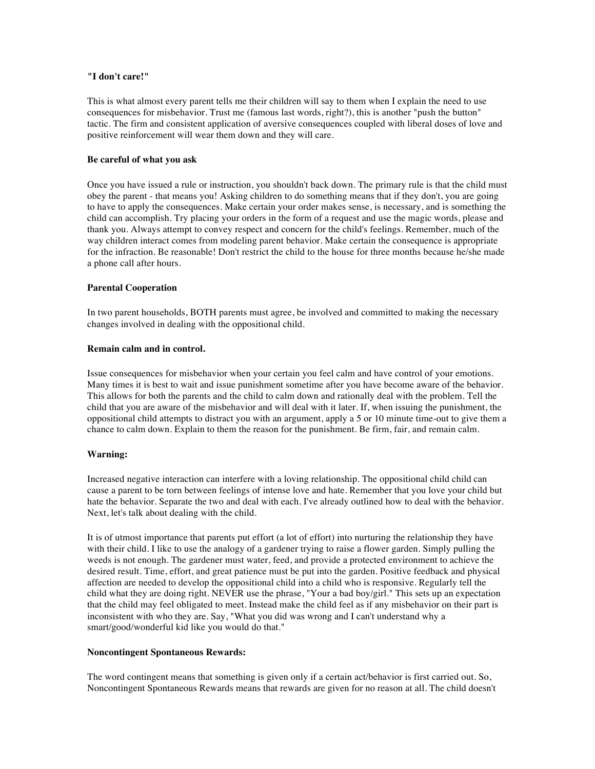**"I don't care!"**

This is what almost every parent tells me their children will say to them when I explain the need to use consequences for misbehavior. Trust me (famous last words, right?), this is another "push the button" tactic. The firm and consistent application of aversive consequences coupled with liberal doses of love and positive reinforcement will wear them down and they will care.

**Be careful of what you ask**

Once you have issued a rule or instruction, you shouldn't back down. The primary rule is that the child must obey the parent - that means you! Asking children to do something means that if they don't, you are going to have to apply the consequences. Make certain your order makes sense, is necessary, and is something the child can accomplish. Try placing your orders in the form of a request and use the magic words, please and thank you. Always attempt to convey respect and concern for the child's feelings. Remember, much of the way children interact comes from modeling parent behavior. Make certain the consequence is appropriate for the infraction. Be reasonable! Don't restrict the child to the house for three months because he/she made a phone call after hours.

**Parental Cooperation**

In two parent households, BOTH parents must agree, be involved and committed to making the necessary changes involved in dealing with the oppositional child.

**Remain calm and in control.**

Issue consequences for misbehavior when your certain you feel calm and have control of your emotions. Many times it is best to wait and issue punishment sometime after you have become aware of the behavior. This allows for both the parents and the child to calm down and rationally deal with the problem. Tell the child that you are aware of the misbehavior and will deal with it later. If, when issuing the punishment, the oppositional child attempts to distract you with an argument, apply a 5 or 10 minute time-out to give them a chance to calm down. Explain to them the reason for the punishment. Be firm, fair, and remain calm.

**Warning:**

Increased negative interaction can interfere with a loving relationship. The oppositional child child can cause a parent to be torn between feelings of intense love and hate. Remember that you love your child but hate the behavior. Separate the two and deal with each. I've already outlined how to deal with the behavior. Next, let's talk about dealing with the child.

It is of utmost importance that parents put effort (a lot of effort) into nurturing the relationship they have with their child. I like to use the analogy of a gardener trying to raise a flower garden. Simply pulling the weeds is not enough. The gardener must water, feed, and provide a protected environment to achieve the desired result. Time, effort, and great patience must be put into the garden. Positive feedback and physical affection are needed to develop the oppositional child into a child who is responsive. Regularly tell the child what they are doing right. NEVER use the phrase, "Your a bad boy/girl." This sets up an expectation that the child may feel obligated to meet. Instead make the child feel as if any misbehavior on their part is inconsistent with who they are. Say, "What you did was wrong and I can't understand why a smart/good/wonderful kid like you would do that."

**Noncontingent Spontaneous Rewards:**

The word contingent means that something is given only if a certain act/behavior is first carried out. So, Noncontingent Spontaneous Rewards means that rewards are given for no reason at all. The child doesn't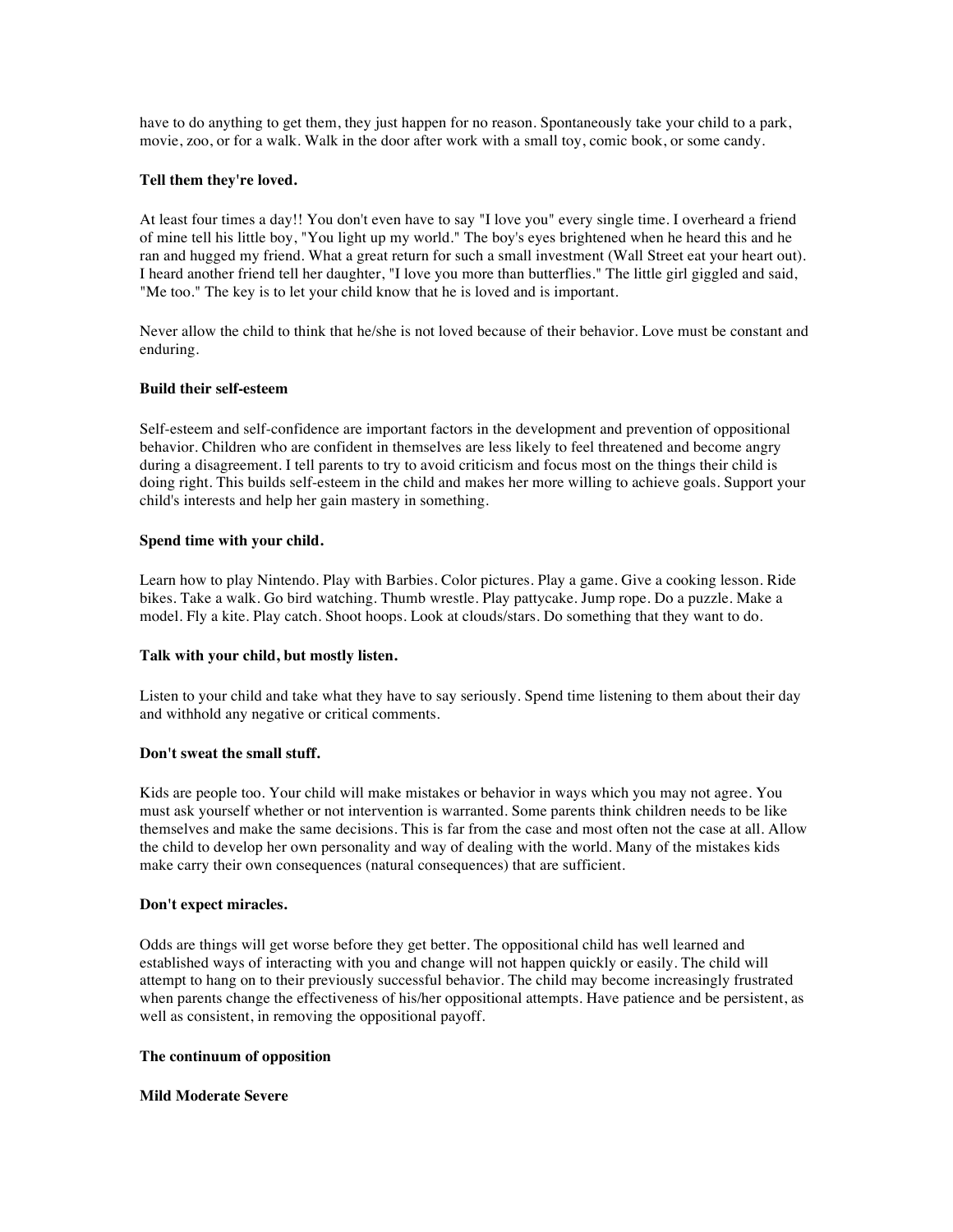have to do anything to get them, they just happen for no reason. Spontaneously take your child to a park, movie, zoo, or for a walk. Walk in the door after work with a small toy, comic book, or some candy.

**Tell them they're loved.**

At least four times a day!! You don't even have to say "I love you" every single time. I overheard a friend of mine tell his little boy, "You light up my world." The boy's eyes brightened when he heard this and he ran and hugged my friend. What a great return for such a small investment (Wall Street eat your heart out). I heard another friend tell her daughter, "I love you more than butterflies." The little girl giggled and said, "Me too." The key is to let your child know that he is loved and is important.

Never allow the child to think that he/she is not loved because of their behavior. Love must be constant and enduring.

**Build their self-esteem**

Self-esteem and self-confidence are important factors in the development and prevention of oppositional behavior. Children who are confident in themselves are less likely to feel threatened and become angry during a disagreement. I tell parents to try to avoid criticism and focus most on the things their child is doing right. This builds self-esteem in the child and makes her more willing to achieve goals. Support your child's interests and help her gain mastery in something.

**Spend time with your child.**

Learn how to play Nintendo. Play with Barbies. Color pictures. Play a game. Give a cooking lesson. Ride bikes. Take a walk. Go bird watching. Thumb wrestle. Play pattycake. Jump rope. Do a puzzle. Make a model. Fly a kite. Play catch. Shoot hoops. Look at clouds/stars. Do something that they want to do.

**Talk with your child, but mostly listen.**

Listen to your child and take what they have to say seriously. Spend time listening to them about their day and withhold any negative or critical comments.

**Don't sweat the small stuff.**

Kids are people too. Your child will make mistakes or behavior in ways which you may not agree. You must ask yourself whether or not intervention is warranted. Some parents think children needs to be like themselves and make the same decisions. This is far from the case and most often not the case at all. Allow the child to develop her own personality and way of dealing with the world. Many of the mistakes kids make carry their own consequences (natural consequences) that are sufficient.

**Don't expect miracles.**

Odds are things will get worse before they get better. The oppositional child has well learned and established ways of interacting with you and change will not happen quickly or easily. The child will attempt to hang on to their previously successful behavior. The child may become increasingly frustrated when parents change the effectiveness of his/her oppositional attempts. Have patience and be persistent, as well as consistent, in removing the oppositional payoff.

**The continuum of opposition**

**Mild Moderate Severe**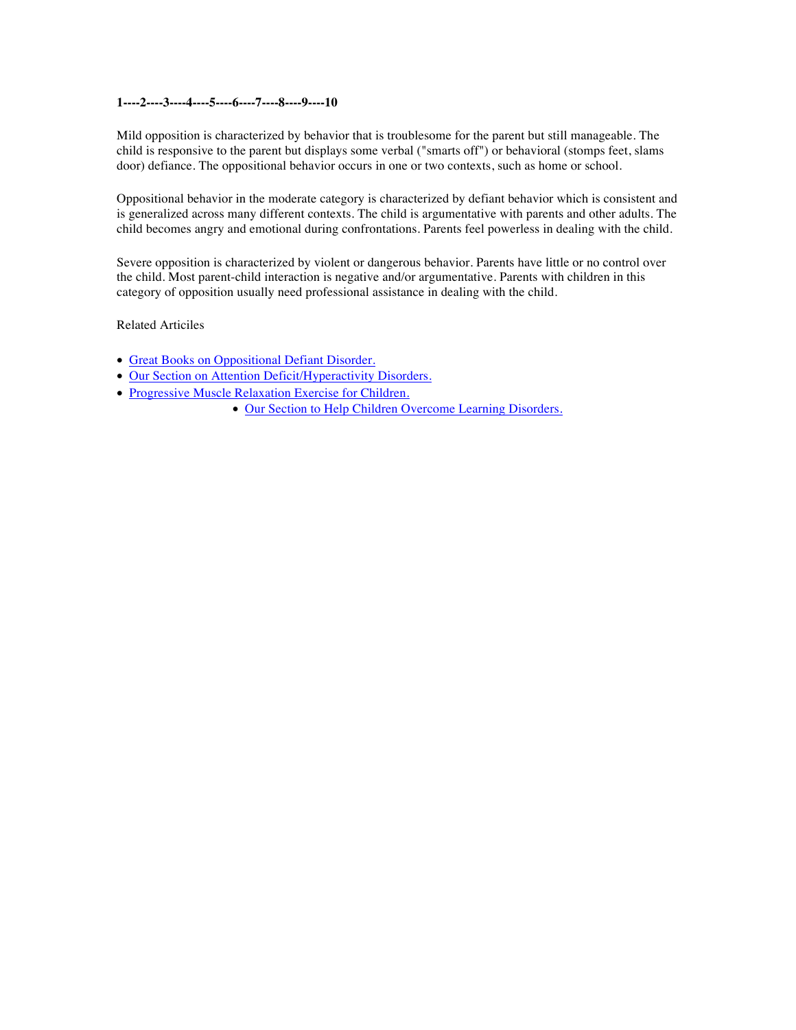**1----2----3----4----5----6----7----8----9----10**

Mild opposition is characterized by behavior that is troublesome for the parent but still manageable. The child is responsive to the parent but displays some verbal ("smarts off") or behavioral (stomps feet, slams door) defiance. The oppositional behavior occurs in one or two contexts, such as home or school.

Oppositional behavior in the moderate category is characterized by defiant behavior which is consistent and is generalized across many different contexts. The child is argumentative with parents and other adults. The child becomes angry and emotional during confrontations. Parents feel powerless in dealing with the child.

Severe opposition is characterized by violent or dangerous behavior. Parents have little or no control over the child. Most parent-child interaction is negative and/or argumentative. Parents with children in this category of opposition usually need professional assistance in dealing with the child.

Related Articles

- Great Books on Oppositional Defiant Disorder.
- Our Section on Attention Deficit/Hyperactivity Disorders.
- Progressive Muscle Relaxation Exercise for Children.
- Our Section to Help Children Overcome Learning Disorders.